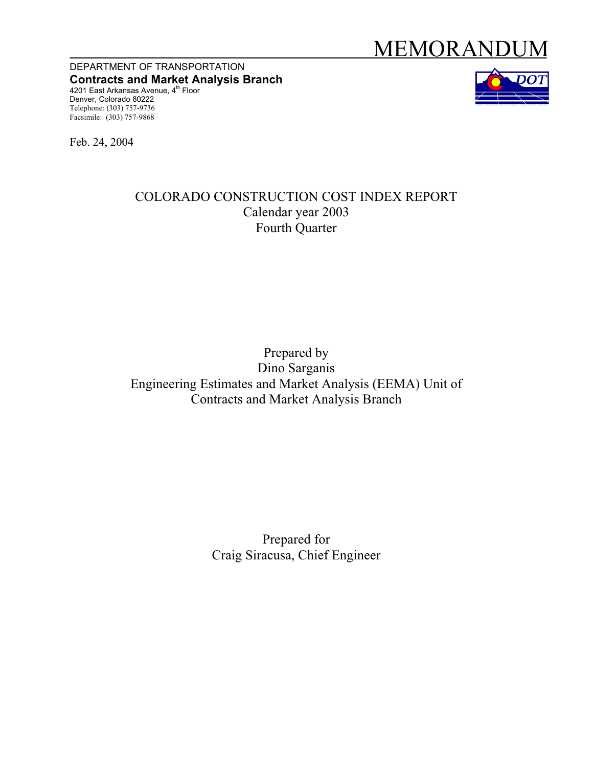# MEMORANDUM

DEPARTMENT OF TRANSPORTATION
**Contracts and Market Analysis Branch**
4201 East Arkansas Avenue, 4th Floor
Denver, Colorado 80222
Telephone: (303) 757-9736
Facsimile: (303) 757-9868

Feb. 24, 2004

## COLORADO CONSTRUCTION COST INDEX REPORT
Calendar year 2003
Fourth Quarter

Prepared by
Dino Sarganis
Engineering Estimates and Market Analysis (EEMA) Unit of
Contracts and Market Analysis Branch

Prepared for
Craig Siracusa, Chief Engineer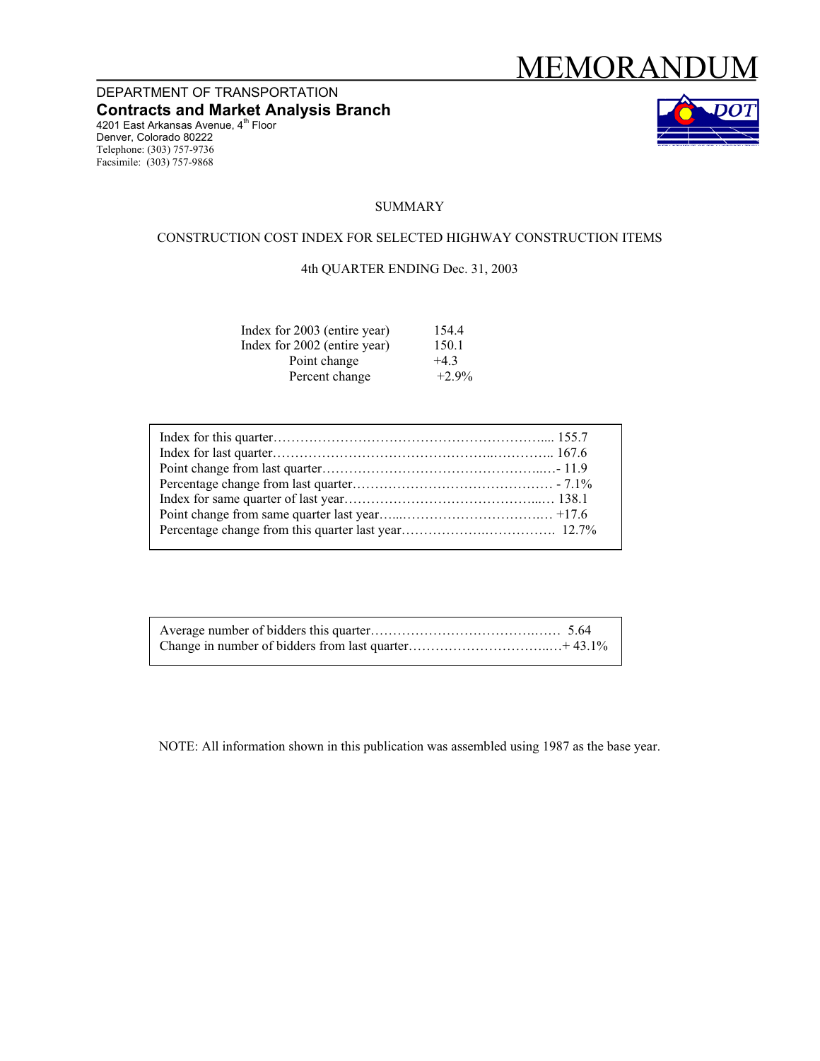# MEMORANDUM

DEPARTMENT OF TRANSPORTATION
**Contracts and Market Analysis Branch**
4201 East Arkansas Avenue, 4th Floor
Denver, Colorado 80222
Telephone: (303) 757-9736
Facsimile: (303) 757-9868

SUMMARY

CONSTRUCTION COST INDEX FOR SELECTED HIGHWAY CONSTRUCTION ITEMS

4th QUARTER ENDING Dec. 31, 2003

| | |
|---|---|
| Index for 2003 (entire year) | 154.4 |
| Index for 2002 (entire year) | 150.1 |
| Point change | +4.3 |
| Percent change | +2.9% |

| | |
|---|---|
| Index for this quarter | 155.7 |
| Index for last quarter | 167.6 |
| Point change from last quarter | - 11.9 |
| Percentage change from last quarter | - 7.1% |
| Index for same quarter of last year | 138.1 |
| Point change from same quarter last year | +17.6 |
| Percentage change from this quarter last year | 12.7% |

| | |
|---|---|
| Average number of bidders this quarter | 5.64 |
| Change in number of bidders from last quarter | + 43.1% |

NOTE: All information shown in this publication was assembled using 1987 as the base year.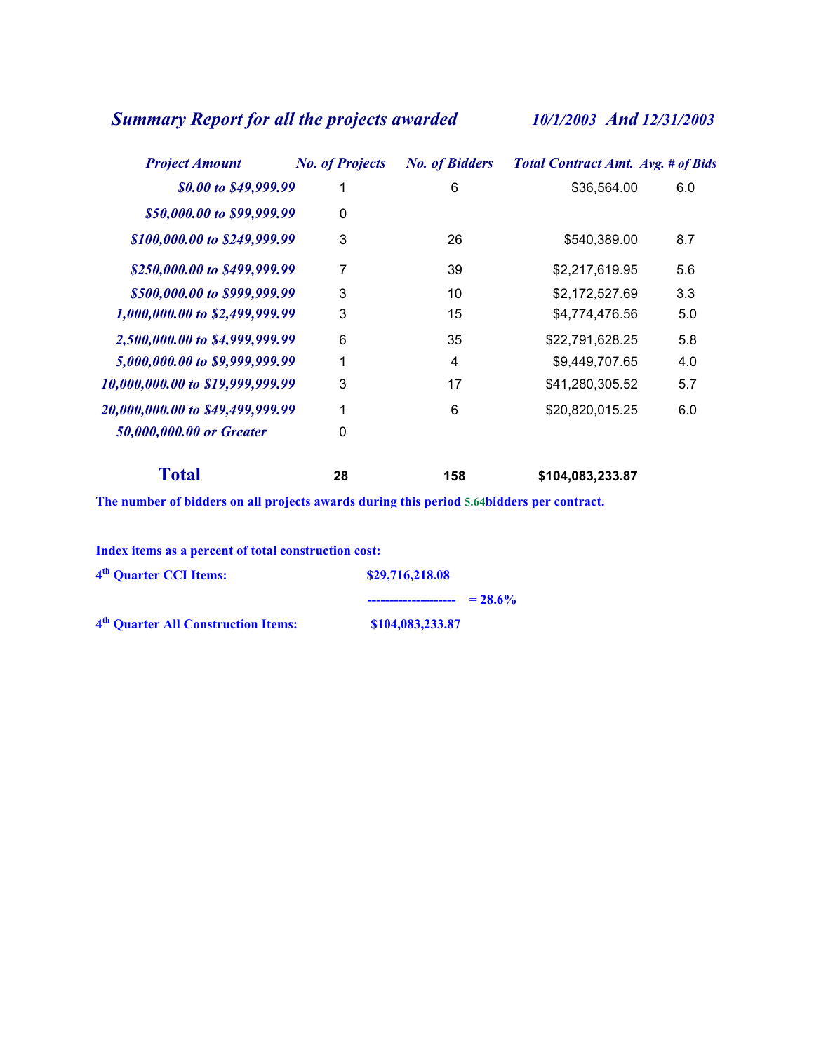## *Summary Report for all the projects awarded* *10/1/2003 And 12/31/2003*

| *Project Amount* | *No. of Projects* | *No. of Bidders* | *Total Contract Amt.* | *Avg. # of Bids* |
|---|---|---|---|---|
| *$0.00 to $49,999.99* | 1 | 6 | $36,564.00 | 6.0 |
| *$50,000.00 to $99,999.99* | 0 | | | |
| *$100,000.00 to $249,999.99* | 3 | 26 | $540,389.00 | 8.7 |
| *$250,000.00 to $499,999.99* | 7 | 39 | $2,217,619.95 | 5.6 |
| *$500,000.00 to $999,999.99* | 3 | 10 | $2,172,527.69 | 3.3 |
| *1,000,000.00 to $2,499,999.99* | 3 | 15 | $4,774,476.56 | 5.0 |
| *2,500,000.00 to $4,999,999.99* | 6 | 35 | $22,791,628.25 | 5.8 |
| *5,000,000.00 to $9,999,999.99* | 1 | 4 | $9,449,707.65 | 4.0 |
| *10,000,000.00 to $19,999,999.99* | 3 | 17 | $41,280,305.52 | 5.7 |
| *20,000,000.00 to $49,499,999.99* | 1 | 6 | $20,820,015.25 | 6.0 |
| *50,000,000.00 or Greater* | 0 | | | |
| **Total** | **28** | **158** | **$104,083,233.87** | |

**The number of bidders on all projects awards during this period 5.64bidders per contract.**

**Index items as a percent of total construction cost:**

| | | |
|---|---|---|
| **4th Quarter CCI Items:** | **$29,716,218.08** | |
| | **--------------------** | **= 28.6%** |
| **4th Quarter All Construction Items:** | **$104,083,233.87** | |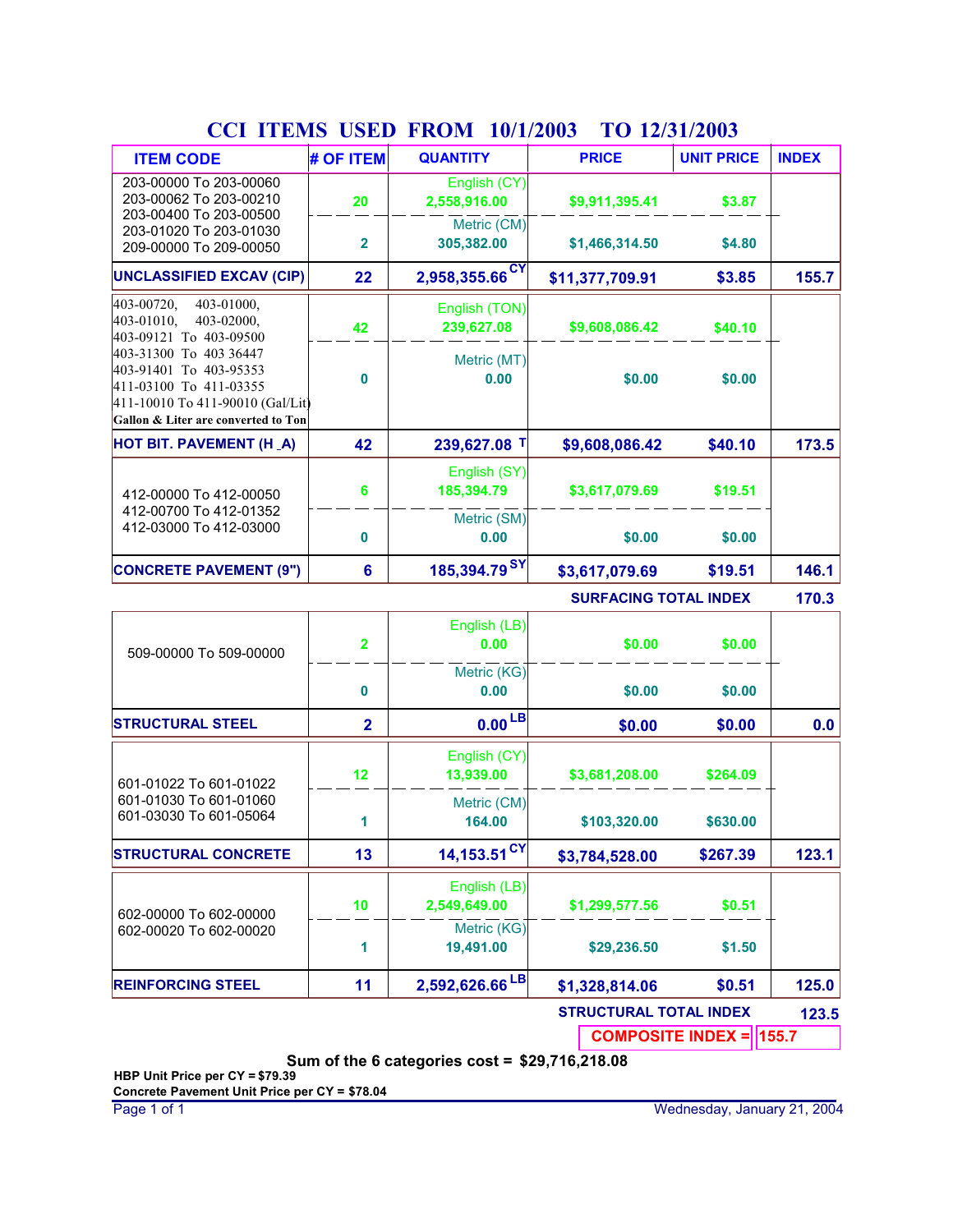# CCI ITEMS USED FROM 10/1/2003 TO 12/31/2003

| ITEM CODE | # OF ITEM | QUANTITY | PRICE | UNIT PRICE | INDEX |
|---|---|---|---|---|---|
| 203-00000 To 203-00060<br>203-00062 To 203-00210<br>203-00400 To 203-00500<br>203-01020 To 203-01030<br>209-00000 To 209-00050 | 20 | English (CY)<br>2,558,916.00 | $9,911,395.41 | $3.87 | |
| | 2 | Metric (CM)<br>305,382.00 | $1,466,314.50 | $4.80 | |
| **UNCLASSIFIED EXCAV (CIP)** | **22** | **2,958,355.66 CY** | **$11,377,709.91** | **$3.85** | **155.7** |
| 403-00720, 403-01000,<br>403-01010, 403-02000,<br>403-09121 To 403-09500<br>403-31300 To 403 36447<br>403-91401 To 403-95353<br>411-03100 To 411-03355<br>411-10010 To 411-90010 (Gal/Lit)<br>**Gallon & Liter are converted to Ton** | 42 | English (TON)<br>239,627.08 | $9,608,086.42 | $40.10 | |
| | 0 | Metric (MT)<br>0.00 | $0.00 | $0.00 | |
| **HOT BIT. PAVEMENT (H _A)** | **42** | **239,627.08 T** | **$9,608,086.42** | **$40.10** | **173.5** |
| 412-00000 To 412-00050<br>412-00700 To 412-01352<br>412-03000 To 412-03000 | 6 | English (SY)<br>185,394.79 | $3,617,079.69 | $19.51 | |
| | 0 | Metric (SM)<br>0.00 | $0.00 | $0.00 | |
| **CONCRETE PAVEMENT (9")** | **6** | **185,394.79 SY** | **$3,617,079.69** | **$19.51** | **146.1** |
| | | | **SURFACING TOTAL INDEX** | | **170.3** |
| 509-00000 To 509-00000 | 2 | English (LB)<br>0.00 | $0.00 | $0.00 | |
| | 0 | Metric (KG)<br>0.00 | $0.00 | $0.00 | |
| **STRUCTURAL STEEL** | **2** | **0.00 LB** | **$0.00** | **$0.00** | **0.0** |
| 601-01022 To 601-01022<br>601-01030 To 601-01060<br>601-03030 To 601-05064 | 12 | English (CY)<br>13,939.00 | $3,681,208.00 | $264.09 | |
| | 1 | Metric (CM)<br>164.00 | $103,320.00 | $630.00 | |
| **STRUCTURAL CONCRETE** | **13** | **14,153.51 CY** | **$3,784,528.00** | **$267.39** | **123.1** |
| 602-00000 To 602-00000<br>602-00020 To 602-00020 | 10 | English (LB)<br>2,549,649.00 | $1,299,577.56 | $0.51 | |
| | 1 | Metric (KG)<br>19,491.00 | $29,236.50 | $1.50 | |
| **REINFORCING STEEL** | **11** | **2,592,626.66 LB** | **$1,328,814.06** | **$0.51** | **125.0** |
| | | | **STRUCTURAL TOTAL INDEX** | | **123.5** |
| | | | **COMPOSITE INDEX =** | | **155.7** |

**Sum of the 6 categories cost = $29,716,218.08**

**HBP Unit Price per CY = $79.39**

**Concrete Pavement Unit Price per CY = $78.04**

Wednesday, January 21, 2004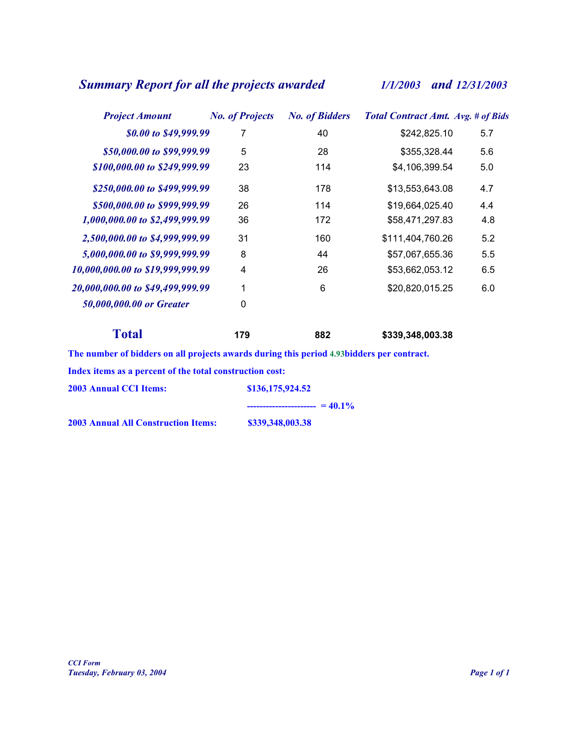# *Summary Report for all the projects awarded* *1/1/2003 and 12/31/2003*

| *Project Amount* | *No. of Projects* | *No. of Bidders* | *Total Contract Amt.* | *Avg. # of Bids* |
|---|---|---|---|---|
| *$0.00 to $49,999.99* | 7 | 40 | $242,825.10 | 5.7 |
| *$50,000.00 to $99,999.99* | 5 | 28 | $355,328.44 | 5.6 |
| *$100,000.00 to $249,999.99* | 23 | 114 | $4,106,399.54 | 5.0 |
| *$250,000.00 to $499,999.99* | 38 | 178 | $13,553,643.08 | 4.7 |
| *$500,000.00 to $999,999.99* | 26 | 114 | $19,664,025.40 | 4.4 |
| *1,000,000.00 to $2,499,999.99* | 36 | 172 | $58,471,297.83 | 4.8 |
| *2,500,000.00 to $4,999,999.99* | 31 | 160 | $111,404,760.26 | 5.2 |
| *5,000,000.00 to $9,999,999.99* | 8 | 44 | $57,067,655.36 | 5.5 |
| *10,000,000.00 to $19,999,999.99* | 4 | 26 | $53,662,053.12 | 6.5 |
| *20,000,000.00 to $49,499,999.99* | 1 | 6 | $20,820,015.25 | 6.0 |
| *50,000,000.00 or Greater* | 0 | | | |
| **Total** | **179** | **882** | **$339,348,003.38** | |

**The number of bidders on all projects awards during this period 4.93bidders per contract.**

**Index items as a percent of the total construction cost:**

**2003 Annual CCI Items:** **$136,175,924.52**

**---------------------- = 40.1%**

**2003 Annual All Construction Items:** **$339,348,003.38**

*CCI Form*
*Tuesday, February 03, 2004*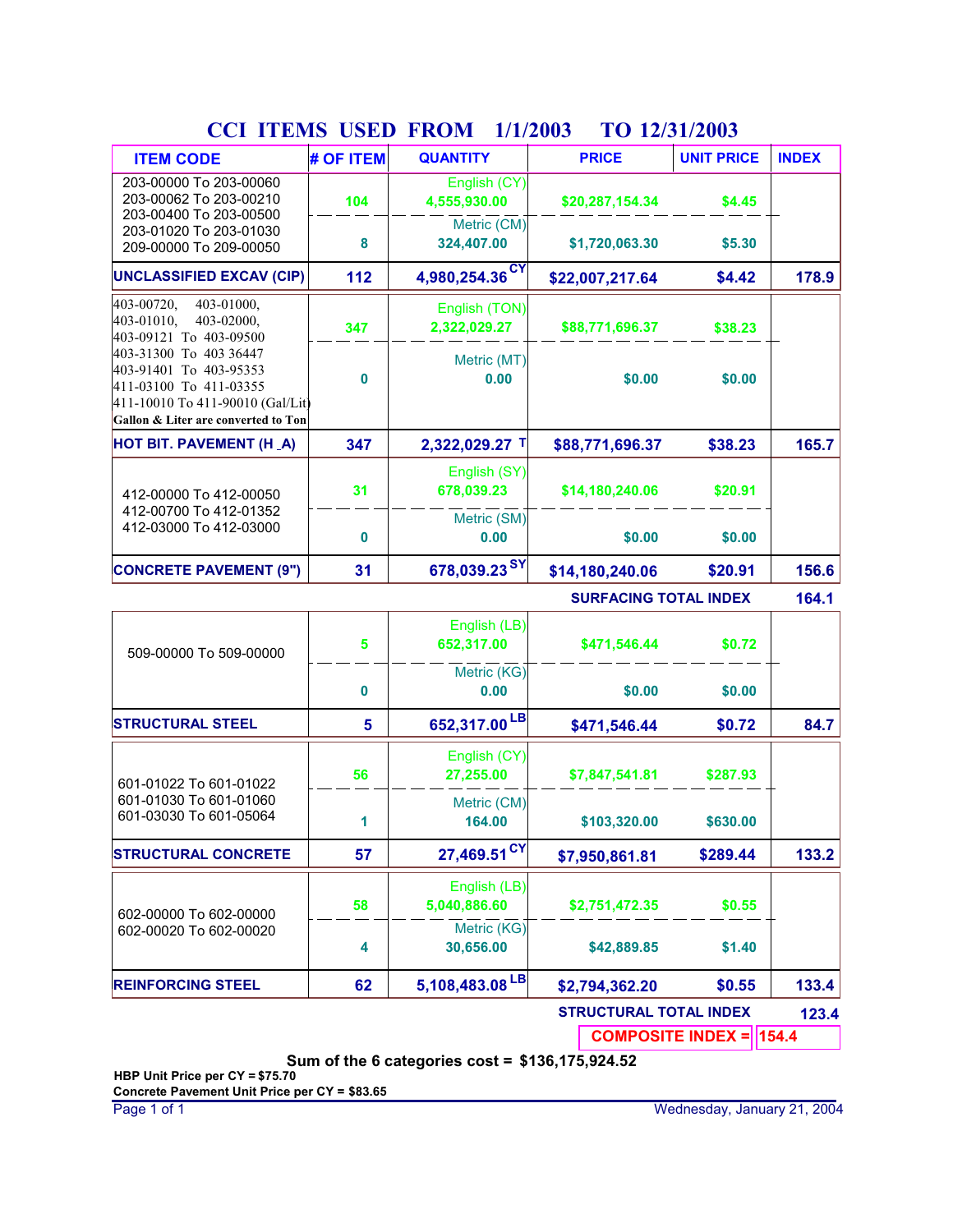# CCI ITEMS USED FROM 1/1/2003 TO 12/31/2003

| ITEM CODE | # OF ITEM | QUANTITY | PRICE | UNIT PRICE | INDEX |
|---|---|---|---|---|---|
| 203-00000 To 203-00060<br>203-00062 To 203-00210<br>203-00400 To 203-00500<br>203-01020 To 203-01030<br>209-00000 To 209-00050 | 104 | English (CY)<br>4,555,930.00 | $20,287,154.34 | $4.45 | |
| | 8 | Metric (CM)<br>324,407.00 | $1,720,063.30 | $5.30 | |
| **UNCLASSIFIED EXCAV (CIP)** | **112** | **4,980,254.36 CY** | **$22,007,217.64** | **$4.42** | **178.9** |
| 403-00720, 403-01000,<br>403-01010, 403-02000,<br>403-09121 To 403-09500<br>403-31300 To 403 36447<br>403-91401 To 403-95353<br>411-03100 To 411-03355<br>411-10010 To 411-90010 (Gal/Lit)<br>Gallon & Liter are converted to Ton | 347 | English (TON)<br>2,322,029.27 | $88,771,696.37 | $38.23 | |
| | 0 | Metric (MT)<br>0.00 | $0.00 | $0.00 | |
| **HOT BIT. PAVEMENT (H _A)** | **347** | **2,322,029.27 T** | **$88,771,696.37** | **$38.23** | **165.7** |
| 412-00000 To 412-00050<br>412-00700 To 412-01352<br>412-03000 To 412-03000 | 31 | English (SY)<br>678,039.23 | $14,180,240.06 | $20.91 | |
| | 0 | Metric (SM)<br>0.00 | $0.00 | $0.00 | |
| **CONCRETE PAVEMENT (9")** | **31** | **678,039.23 SY** | **$14,180,240.06** | **$20.91** | **156.6** |
| | | | **SURFACING TOTAL INDEX** | | **164.1** |
| 509-00000 To 509-00000 | 5 | English (LB)<br>652,317.00 | $471,546.44 | $0.72 | |
| | 0 | Metric (KG)<br>0.00 | $0.00 | $0.00 | |
| **STRUCTURAL STEEL** | **5** | **652,317.00 LB** | **$471,546.44** | **$0.72** | **84.7** |
| 601-01022 To 601-01022<br>601-01030 To 601-01060<br>601-03030 To 601-05064 | 56 | English (CY)<br>27,255.00 | $7,847,541.81 | $287.93 | |
| | 1 | Metric (CM)<br>164.00 | $103,320.00 | $630.00 | |
| **STRUCTURAL CONCRETE** | **57** | **27,469.51 CY** | **$7,950,861.81** | **$289.44** | **133.2** |
| 602-00000 To 602-00000<br>602-00020 To 602-00020 | 58 | English (LB)<br>5,040,886.60 | $2,751,472.35 | $0.55 | |
| | 4 | Metric (KG)<br>30,656.00 | $42,889.85 | $1.40 | |
| **REINFORCING STEEL** | **62** | **5,108,483.08 LB** | **$2,794,362.20** | **$0.55** | **133.4** |
| | | | **STRUCTURAL TOTAL INDEX** | | **123.4** |
| | | | **COMPOSITE INDEX =** | | **154.4** |

**Sum of the 6 categories cost = $136,175,924.52**

**HBP Unit Price per CY = $75.70**

**Concrete Pavement Unit Price per CY = $83.65**

Wednesday, January 21, 2004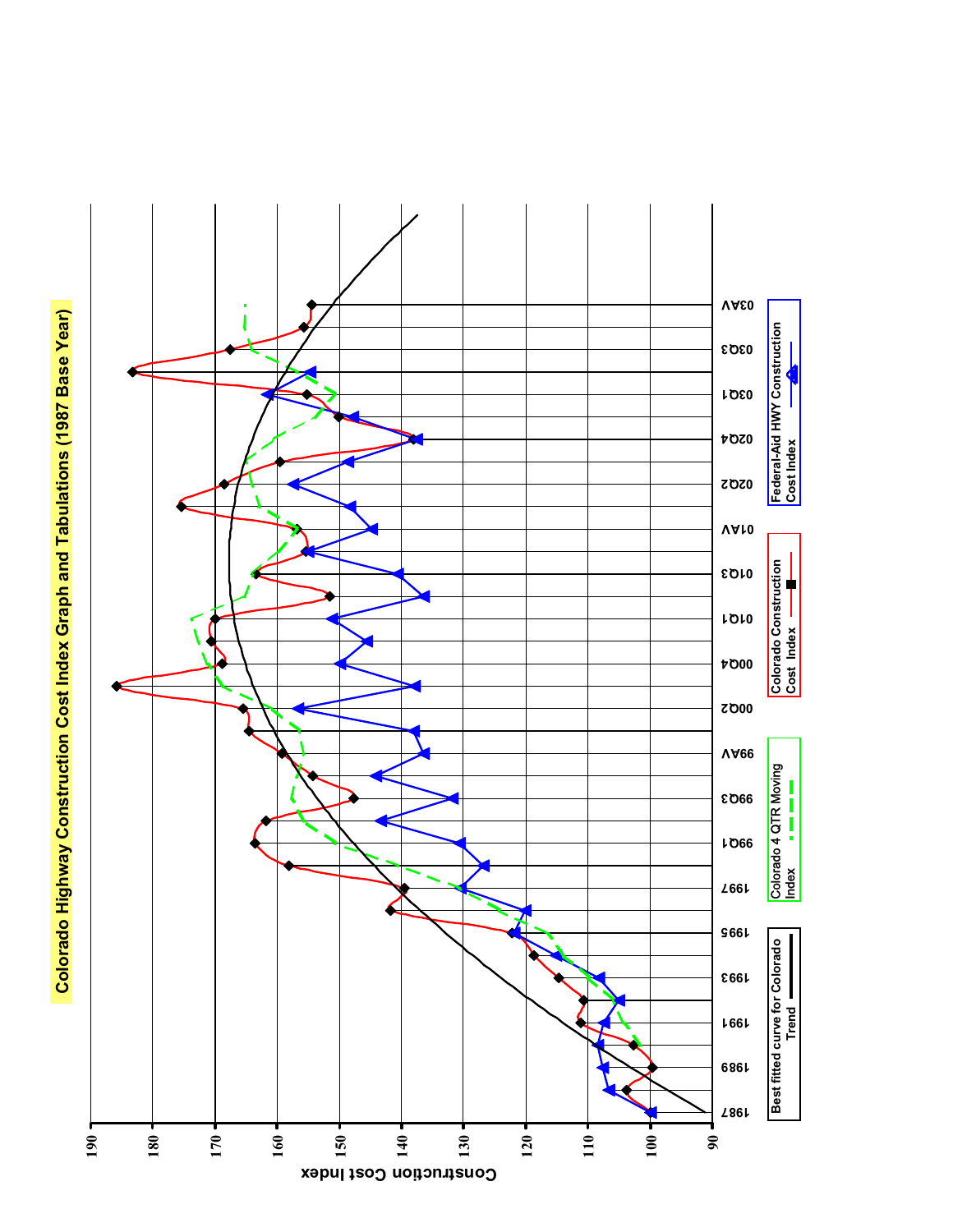# Colorado Highway Construction Cost Index Graph and Tabulations (1987 Base Year)

Construction Cost Index

190, 180, 170, 160, 150, 140, 130, 120, 110, 100, 90

1987, 1989, 1991, 1993, 1995, 1997, 99Q1, 99Q3, 99AV, 00Q2, 00Q4, 01Q1, 01Q3, 01AV, 02Q2, 02Q4, 03Q1, 03Q3, 03AV

- Best fitted curve for Colorado Trend
- Colorado 4 QTR Moving Index
- Colorado Construction Cost Index
- Federal-Aid HWY Construction Cost Index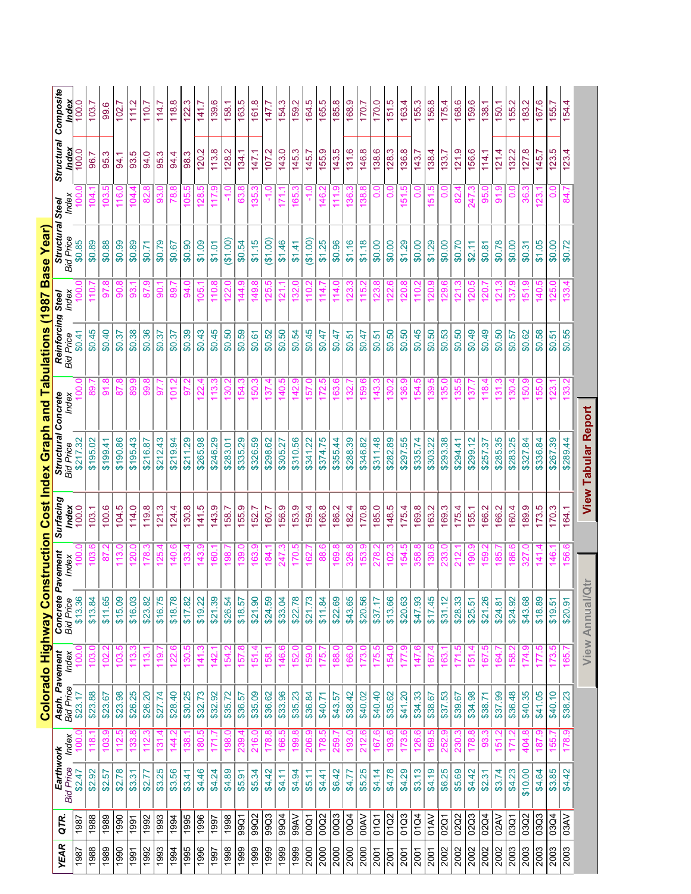# Colorado Highway Construction Cost Index Graph and Tabulations (1987 Base Year)

| YEAR | QTR. | Earthwork | | Asph. Pavement | | Concrete Pavement | | Surfacing | Structural Concrete | | Reinforcing Steel | | Structural Steel | | Structural | Composite |
|---|---|---|---|---|---|---|---|---|---|---|---|---|---|---|---|---|
| | | Bid Price | Index | Bid Price | Index | Bid Price | Index | Index | Bid Price | Index | Bid Price | Index | Bid Price | Index | Index | Index |
| 1987 | 1987 | $2.47 | 100.0 | $23.17 | 100.0 | $13.36 | 100.0 | 100.0 | $217.32 | 100.0 | $0.41 | 100.0 | $0.85 | 100.0 | 100.0 | 100.0 |
| 1988 | 1988 | $2.92 | 118.1 | $23.88 | 103.0 | $13.84 | 103.6 | 103.1 | $195.02 | 89.7 | $0.45 | 110.7 | $0.89 | 104.1 | 96.7 | 103.7 |
| 1989 | 1989 | $2.57 | 103.9 | $23.67 | 102.2 | $11.65 | 87.2 | 100.6 | $199.41 | 91.8 | $0.40 | 97.8 | $0.88 | 103.5 | 95.3 | 99.6 |
| 1990 | 1990 | $2.78 | 112.5 | $23.98 | 103.5 | $15.09 | 113.0 | 104.5 | $190.86 | 87.8 | $0.37 | 90.8 | $0.99 | 116.0 | 94.1 | 102.7 |
| 1991 | 1991 | $3.31 | 133.8 | $26.25 | 113.3 | $16.03 | 120.0 | 114.0 | $195.43 | 89.9 | $0.38 | 93.1 | $0.89 | 104.4 | 93.5 | 111.2 |
| 1992 | 1992 | $2.77 | 112.3 | $26.20 | 113.1 | $23.82 | 178.3 | 119.8 | $216.87 | 99.8 | $0.36 | 87.9 | $0.71 | 82.8 | 94.0 | 110.7 |
| 1993 | 1993 | $3.25 | 131.4 | $27.74 | 119.7 | $16.75 | 125.4 | 121.3 | $212.43 | 97.7 | $0.37 | 90.1 | $0.79 | 93.0 | 95.3 | 114.7 |
| 1994 | 1994 | $3.56 | 144.2 | $28.40 | 122.6 | $18.78 | 140.6 | 124.4 | $219.94 | 101.2 | $0.37 | 89.7 | $0.67 | 78.8 | 94.4 | 118.8 |
| 1995 | 1995 | $3.41 | 138.1 | $30.25 | 130.5 | $17.82 | 133.4 | 130.8 | $211.29 | 97.2 | $0.39 | 94.0 | $0.90 | 105.5 | 98.3 | 122.3 |
| 1996 | 1996 | $4.46 | 180.5 | $32.73 | 141.3 | $19.22 | 143.9 | 141.5 | $265.98 | 122.4 | $0.43 | 105.1 | $1.09 | 128.5 | 120.2 | 141.7 |
| 1997 | 1997 | $4.24 | 171.7 | $32.92 | 142.1 | $21.39 | 160.1 | 143.9 | $246.29 | 113.3 | $0.45 | 110.8 | $1.01 | 117.9 | 113.8 | 139.6 |
| 1998 | 1998 | $4.89 | 198.0 | $35.72 | 154.2 | $26.54 | 198.7 | 158.7 | $283.01 | 130.2 | $0.50 | 122.0 | ($1.00) | -1.0 | 128.2 | 158.1 |
| 1999 | 99Q1 | $5.91 | 239.4 | $36.57 | 157.8 | $18.57 | 139.0 | 155.9 | $335.29 | 154.3 | $0.59 | 144.9 | $0.54 | 63.8 | 134.1 | 163.5 |
| 1999 | 99Q2 | $5.34 | 216.0 | $35.09 | 151.4 | $21.90 | 163.9 | 152.7 | $326.59 | 150.3 | $0.61 | 149.8 | $1.15 | 135.3 | 147.1 | 161.8 |
| 1999 | 99Q3 | $4.42 | 178.8 | $36.62 | 158.1 | $24.59 | 184.1 | 160.7 | $298.62 | 137.4 | $0.52 | 125.5 | ($1.00) | -1.0 | 107.2 | 147.7 |
| 1999 | 99Q4 | $4.11 | 166.5 | $33.96 | 146.6 | $33.04 | 247.3 | 156.9 | $305.27 | 140.5 | $0.50 | 121.1 | $1.46 | 171.1 | 143.0 | 154.3 |
| 1999 | 99AV | $4.94 | 199.8 | $35.23 | 152.0 | $22.78 | 170.5 | 153.9 | $310.56 | 142.9 | $0.54 | 132.0 | $1.41 | 165.3 | 145.3 | 159.2 |
| 2000 | 00Q1 | $5.11 | 206.9 | $36.84 | 159.0 | $21.73 | 162.7 | 159.4 | $341.22 | 157.0 | $0.45 | 110.2 | ($1.00) | -1.0 | 145.7 | 164.5 |
| 2000 | 00Q2 | $4.41 | 178.5 | $40.71 | 175.7 | $11.84 | 88.6 | 166.8 | $374.75 | 172.5 | $0.47 | 114.7 | $1.25 | 146.2 | 155.9 | 165.5 |
| 2000 | 00Q3 | $6.42 | 259.7 | $43.57 | 188.0 | $22.69 | 169.8 | 186.2 | $355.44 | 163.6 | $0.47 | 114.0 | $0.96 | 111.9 | 143.5 | 185.8 |
| 2000 | 00Q4 | $4.77 | 193.0 | $38.42 | 166.0 | $43.65 | 326.8 | 182.4 | $288.39 | 132.7 | $0.51 | 123.3 | $1.16 | 136.3 | 131.6 | 168.9 |
| 2000 | 00AV | $5.25 | 212.6 | $40.02 | 173.0 | $20.56 | 153.9 | 170.8 | $346.82 | 159.6 | $0.47 | 115.2 | $1.18 | 138.8 | 146.8 | 170.7 |
| 2001 | 01Q1 | $4.14 | 167.6 | $40.40 | 175.5 | $37.17 | 278.2 | 185.0 | $311.48 | 143.3 | $0.51 | 123.8 | $0.00 | 0.0 | 138.6 | 170.0 |
| 2001 | 01Q2 | $4.78 | 193.6 | $35.62 | 154.0 | $13.66 | 102.3 | 148.5 | $282.89 | 130.2 | $0.50 | 122.6 | $0.00 | 0.0 | 128.3 | 151.5 |
| 2001 | 01Q3 | $4.29 | 173.6 | $41.20 | 177.9 | $20.63 | 154.5 | 175.4 | $297.55 | 136.9 | $0.50 | 120.8 | $1.29 | 151.5 | 136.8 | 163.4 |
| 2001 | 01Q4 | $3.13 | 126.6 | $34.33 | 147.6 | $47.93 | 358.8 | 169.8 | $335.74 | 154.5 | $0.45 | 110.2 | $0.00 | 0.0 | 143.7 | 155.3 |
| 2001 | 01AV | $4.19 | 169.5 | $38.67 | 167.4 | $17.45 | 130.6 | 163.2 | $303.22 | 139.5 | $0.50 | 120.9 | $1.29 | 151.5 | 138.4 | 156.8 |
| 2002 | 02Q1 | $6.25 | 252.9 | $37.53 | 163.1 | $31.12 | 233.0 | 169.3 | $293.38 | 135.0 | $0.53 | 129.6 | $0.00 | 0.0 | 133.7 | 175.4 |
| 2002 | 02Q2 | $5.69 | 230.3 | $39.67 | 171.5 | $28.33 | 212.1 | 175.4 | $294.41 | 135.5 | $0.50 | 121.3 | $0.70 | 82.4 | 121.9 | 168.6 |
| 2002 | 02Q3 | $4.42 | 178.8 | $34.98 | 151.4 | $25.51 | 190.9 | 155.1 | $299.12 | 137.7 | $0.49 | 120.5 | $2.11 | 247.3 | 156.6 | 159.6 |
| 2002 | 02Q4 | $2.31 | 93.3 | $38.71 | 167.5 | $21.26 | 159.2 | 166.2 | $257.37 | 118.4 | $0.49 | 120.7 | $0.81 | 95.0 | 114.1 | 138.1 |
| 2002 | 02AV | $3.74 | 151.2 | $37.99 | 164.7 | $24.81 | 185.7 | 166.2 | $285.35 | 131.3 | $0.50 | 121.3 | $0.78 | 91.9 | 121.4 | 150.1 |
| 2003 | 03Q1 | $4.23 | 171.2 | $36.48 | 158.2 | $24.92 | 186.6 | 160.4 | $283.25 | 130.4 | $0.57 | 137.9 | $0.00 | 0.0 | 132.2 | 155.2 |
| 2003 | 03Q2 | $10.00 | 404.8 | $40.35 | 174.9 | $43.68 | 327.0 | 189.9 | $327.84 | 150.9 | $0.62 | 151.9 | $0.31 | 36.3 | 127.8 | 183.2 |
| 2003 | 03Q3 | $4.64 | 187.9 | $41.05 | 177.5 | $18.89 | 141.4 | 173.5 | $336.84 | 155.0 | $0.58 | 140.5 | $1.05 | 123.1 | 145.7 | 167.6 |
| 2003 | 03Q4 | $3.85 | 155.7 | $40.10 | 173.5 | $19.51 | 146.1 | 170.3 | $267.39 | 123.1 | $0.51 | 125.0 | $0.00 | 0.0 | 123.5 | 155.7 |
| 2003 | 03AV | $4.42 | 178.9 | $38.23 | 165.7 | $20.91 | 156.6 | 164.1 | $289.44 | 133.2 | $0.55 | 133.4 | $0.72 | 84.7 | 123.4 | 154.4 |

View Annual/Qtr

View Tabular Report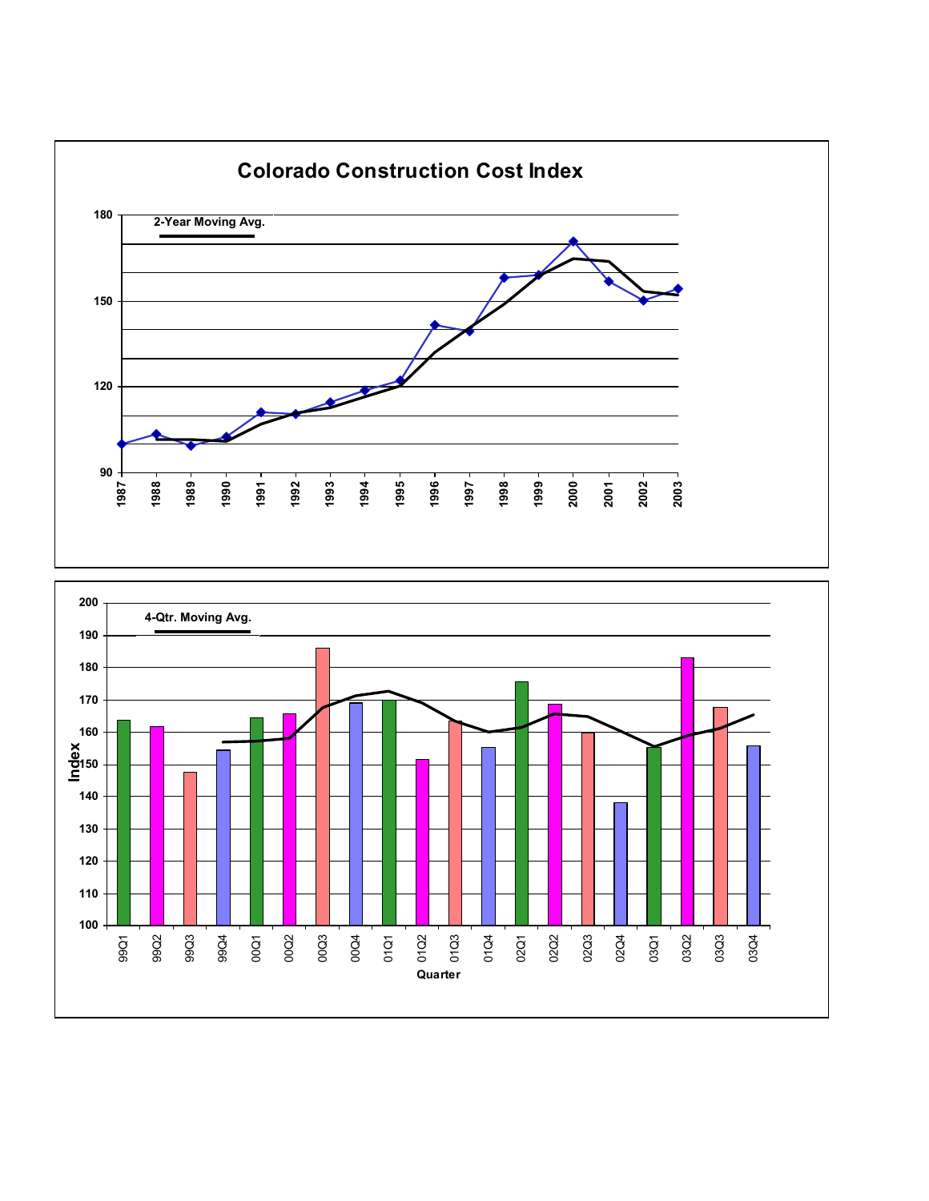# Colorado Construction Cost Index

2-Year Moving Avg.

4-Qtr. Moving Avg.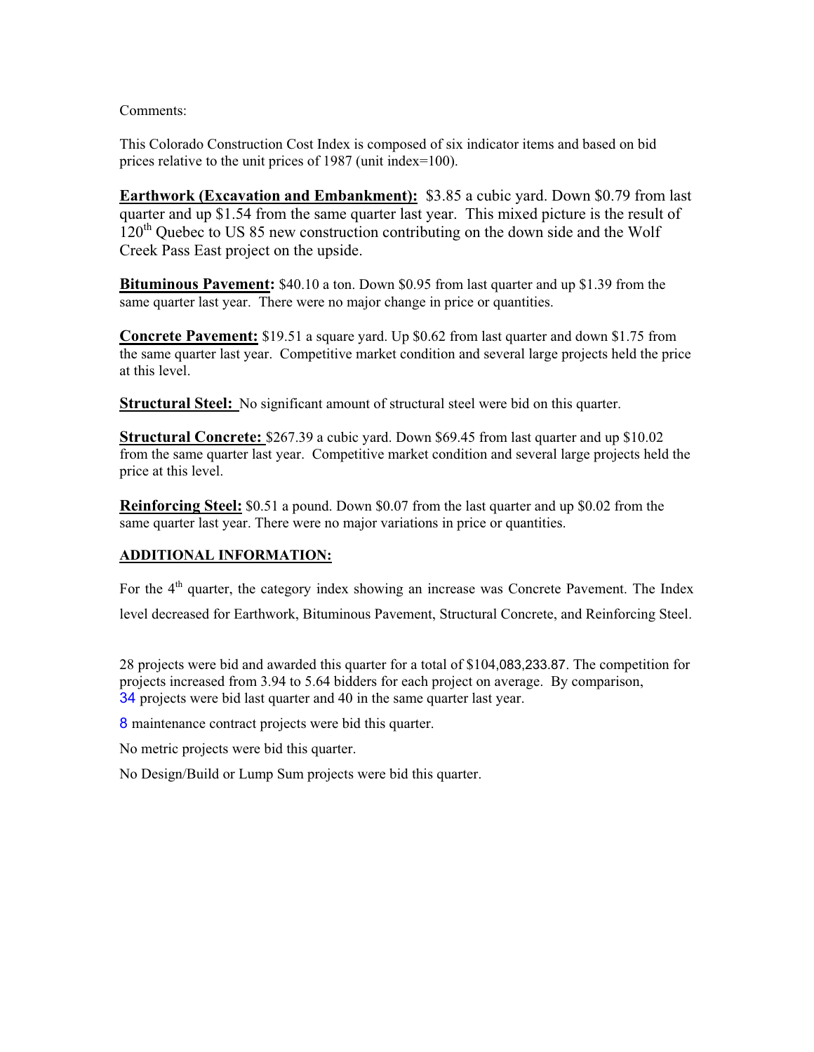Comments:

This Colorado Construction Cost Index is composed of six indicator items and based on bid prices relative to the unit prices of 1987 (unit index=100).

**Earthwork (Excavation and Embankment):** $3.85 a cubic yard. Down $0.79 from last quarter and up $1.54 from the same quarter last year. This mixed picture is the result of 120th Quebec to US 85 new construction contributing on the down side and the Wolf Creek Pass East project on the upside.

**Bituminous Pavement:** $40.10 a ton. Down $0.95 from last quarter and up $1.39 from the same quarter last year. There were no major change in price or quantities.

**Concrete Pavement:** $19.51 a square yard. Up $0.62 from last quarter and down $1.75 from the same quarter last year. Competitive market condition and several large projects held the price at this level.

**Structural Steel:** No significant amount of structural steel were bid on this quarter.

**Structural Concrete:** $267.39 a cubic yard. Down $69.45 from last quarter and up $10.02 from the same quarter last year. Competitive market condition and several large projects held the price at this level.

**Reinforcing Steel:** $0.51 a pound. Down $0.07 from the last quarter and up $0.02 from the same quarter last year. There were no major variations in price or quantities.

**ADDITIONAL INFORMATION:**

For the 4th quarter, the category index showing an increase was Concrete Pavement. The Index level decreased for Earthwork, Bituminous Pavement, Structural Concrete, and Reinforcing Steel.

28 projects were bid and awarded this quarter for a total of $104,083,233.87. The competition for projects increased from 3.94 to 5.64 bidders for each project on average. By comparison, 34 projects were bid last quarter and 40 in the same quarter last year.

8 maintenance contract projects were bid this quarter.

No metric projects were bid this quarter.

No Design/Build or Lump Sum projects were bid this quarter.